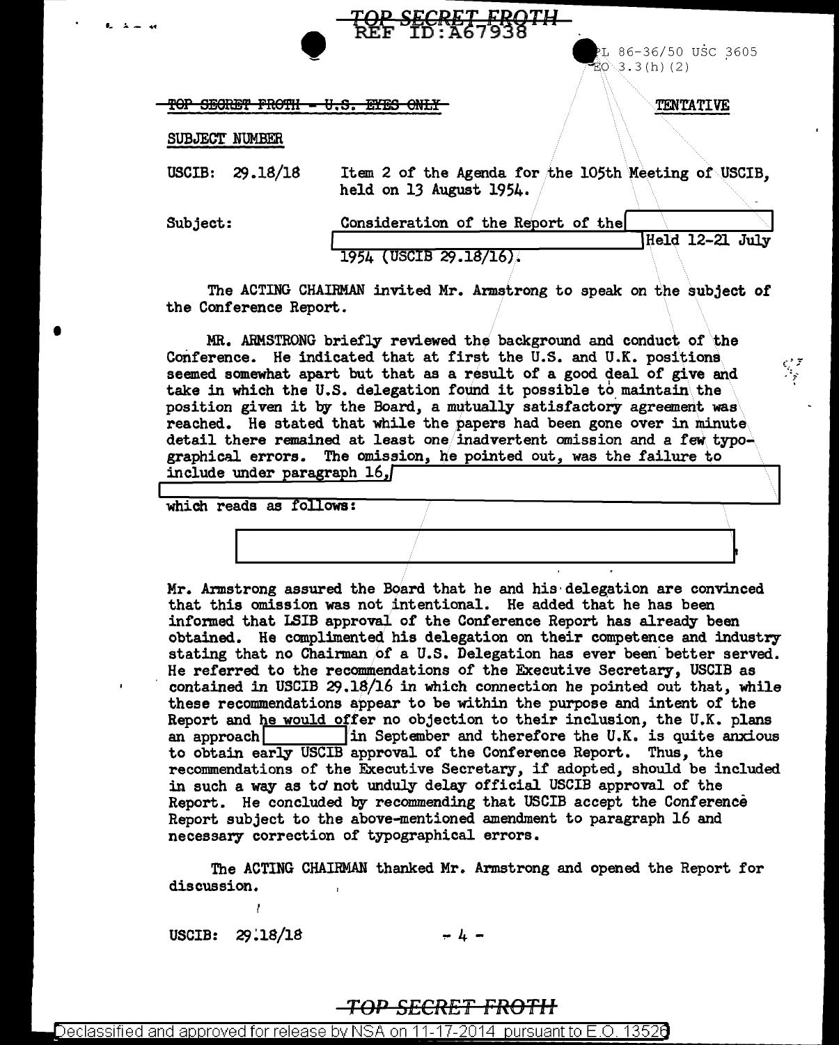TOP SECRET FROTH

REF ID:A67938

PL 86-36/50 USC 3605
EO 3.3(h)(2)

~~TOP SECRET FROTH - U.S. EYES ONLY~~ TENTATIVE

SUBJECT NUMBER

USCIB: 29.18/18 Item 2 of the Agenda for the 105th Meeting of USCIB, held on 13 August 1954.

Subject: Consideration of the Report of the [redacted] Held 12-21 July 1954 (USCIB 29.18/16).

The ACTING CHAIRMAN invited Mr. Armstrong to speak on the subject of the Conference Report.

MR. ARMSTRONG briefly reviewed the background and conduct of the Conference. He indicated that at first the U.S. and U.K. positions seemed somewhat apart but that as a result of a good deal of give and take in which the U.S. delegation found it possible to maintain the position given it by the Board, a mutually satisfactory agreement was reached. He stated that while the papers had been gone over in minute detail there remained at least one inadvertent omission and a few typographical errors. The omission, he pointed out, was the failure to include under paragraph 16, [redacted] which reads as follows:

[redacted]

Mr. Armstrong assured the Board that he and his delegation are convinced that this omission was not intentional. He added that he has been informed that LSIB approval of the Conference Report has already been obtained. He complimented his delegation on their competence and industry stating that no Chairman of a U.S. Delegation has ever been better served. He referred to the recommendations of the Executive Secretary, USCIB as contained in USCIB 29.18/16 in which connection he pointed out that, while these recommendations appear to be within the purpose and intent of the Report and he would offer no objection to their inclusion, the U.K. plans an approach [redacted] in September and therefore the U.K. is quite anxious to obtain early USCIB approval of the Conference Report. Thus, the recommendations of the Executive Secretary, if adopted, should be included in such a way as to not unduly delay official USCIB approval of the Report. He concluded by recommending that USCIB accept the Conference Report subject to the above-mentioned amendment to paragraph 16 and necessary correction of typographical errors.

The ACTING CHAIRMAN thanked Mr. Armstrong and opened the Report for discussion.

USCIB: 29.18/18

TOP SECRET FROTH

Declassified and approved for release by NSA on 11-17-2014 pursuant to E.O. 13526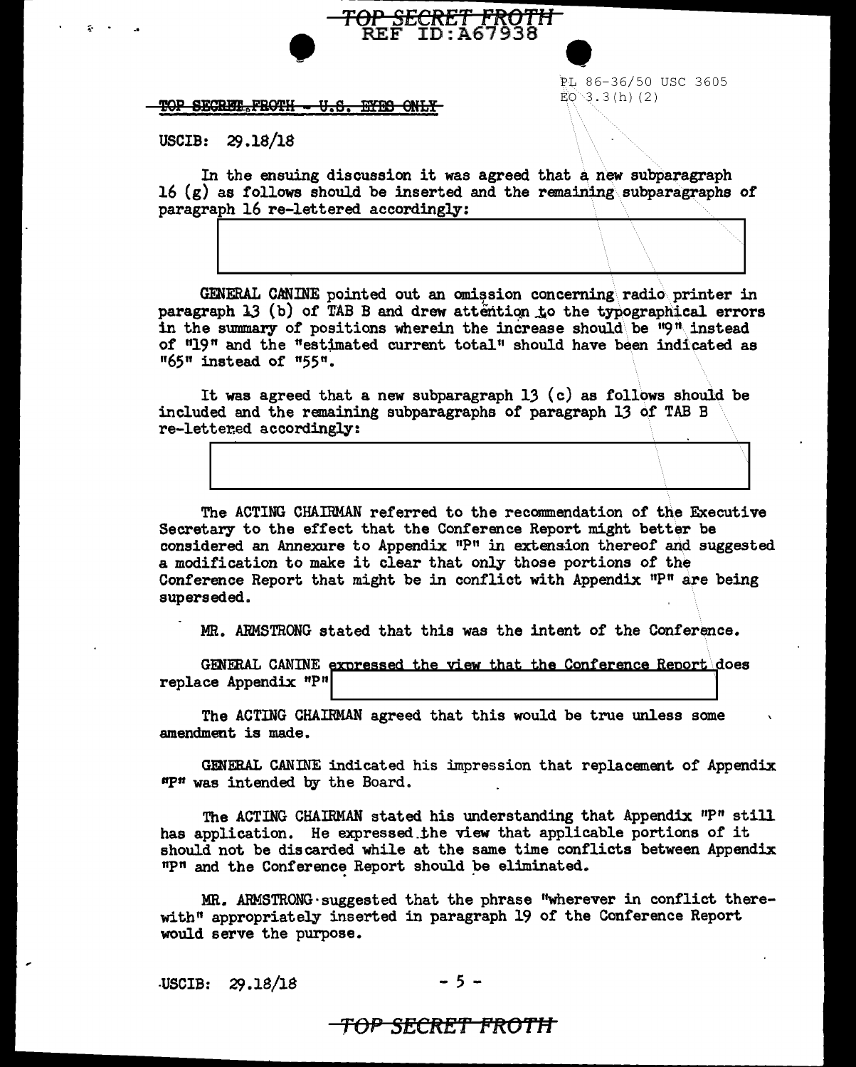TOP SECRET FROTH - U.S. EYES ONLY

PL 86-36/50 USC 3605
EO 3.3(h)(2)

USCIB: 29.18/18

In the ensuing discussion it was agreed that a new subparagraph 16 (g) as follows should be inserted and the remaining subparagraphs of paragraph 16 re-lettered accordingly:

GENERAL CANINE pointed out an omission concerning radio printer in paragraph 13 (b) of TAB B and drew attention to the typographical errors in the summary of positions wherein the increase should be "9" instead of "19" and the "estimated current total" should have been indicated as "65" instead of "55".

It was agreed that a new subparagraph 13 (c) as follows should be included and the remaining subparagraphs of paragraph 13 of TAB B re-lettered accordingly:

The ACTING CHAIRMAN referred to the recommendation of the Executive Secretary to the effect that the Conference Report might better be considered an Annexure to Appendix "P" in extension thereof and suggested a modification to make it clear that only those portions of the Conference Report that might be in conflict with Appendix "P" are being superseded.

MR. ARMSTRONG stated that this was the intent of the Conference.

GENERAL CANINE expressed the view that the Conference Report does replace Appendix "P"

The ACTING CHAIRMAN agreed that this would be true unless some amendment is made.

GENERAL CANINE indicated his impression that replacement of Appendix "P" was intended by the Board.

The ACTING CHAIRMAN stated his understanding that Appendix "P" still has application. He expressed the view that applicable portions of it should not be discarded while at the same time conflicts between Appendix "P" and the Conference Report should be eliminated.

MR. ARMSTRONG suggested that the phrase "wherever in conflict therewith" appropriately inserted in paragraph 19 of the Conference Report would serve the purpose.

USCIB: 29.18/18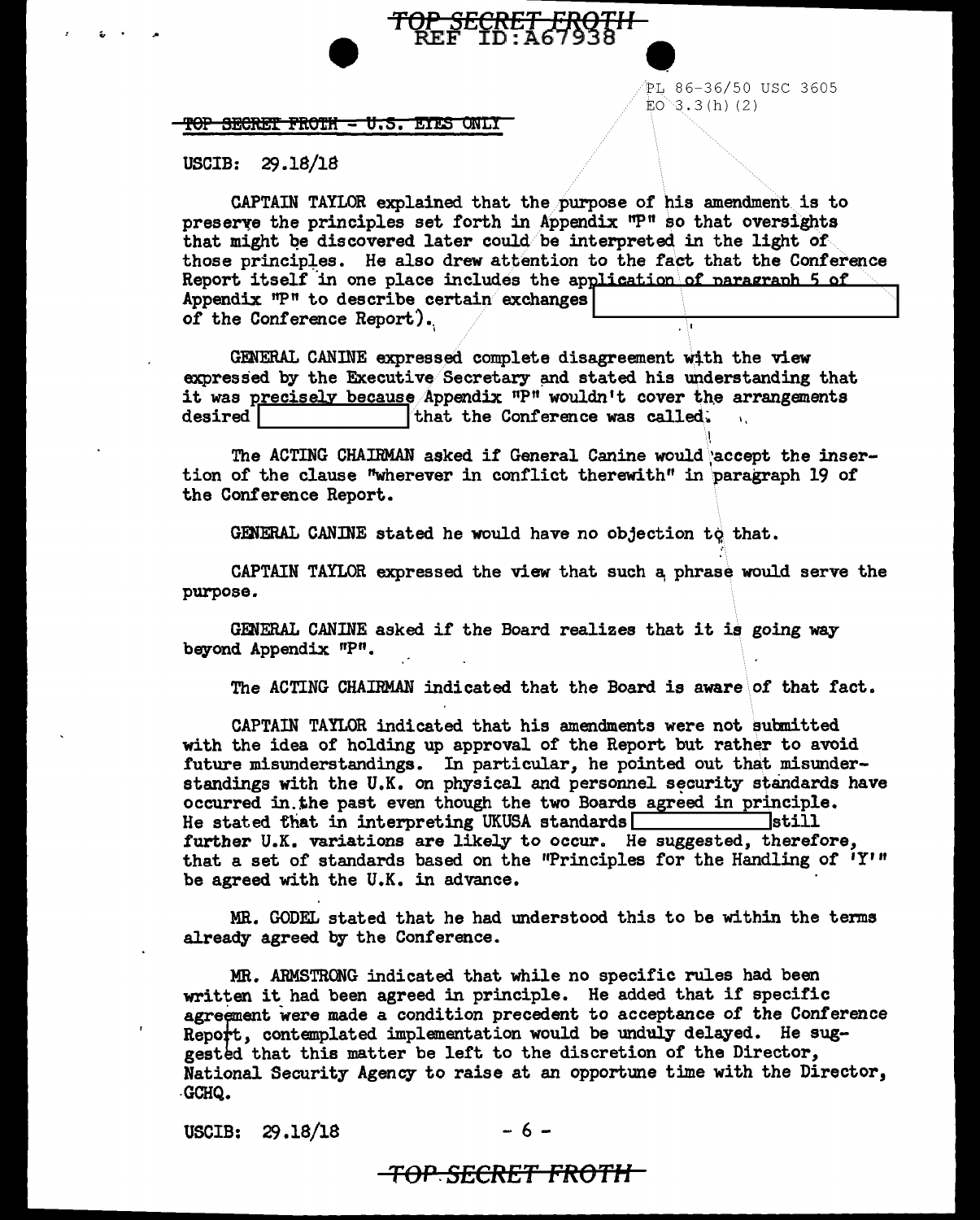PL 86-36/50 USC 3605
EO 3.3(h)(2)

TOP SECRET FROTH - U.S. EYES ONLY

USCIB: 29.18/18

CAPTAIN TAYLOR explained that the purpose of his amendment is to preserve the principles set forth in Appendix "P" so that oversights that might be discovered later could be interpreted in the light of those principles. He also drew attention to the fact that the Conference Report itself in one place includes the application of paragraph 5 of Appendix "P" to describe certain exchanges [REDACTED] of the Conference Report).

GENERAL CANINE expressed complete disagreement with the view expressed by the Executive Secretary and stated his understanding that it was precisely because Appendix "P" wouldn't cover the arrangements desired [REDACTED] that the Conference was called.

The ACTING CHAIRMAN asked if General Canine would accept the insertion of the clause "wherever in conflict therewith" in paragraph 19 of the Conference Report.

GENERAL CANINE stated he would have no objection to that.

CAPTAIN TAYLOR expressed the view that such a phrase would serve the purpose.

GENERAL CANINE asked if the Board realizes that it is going way beyond Appendix "P".

The ACTING CHAIRMAN indicated that the Board is aware of that fact.

CAPTAIN TAYLOR indicated that his amendments were not submitted with the idea of holding up approval of the Report but rather to avoid future misunderstandings. In particular, he pointed out that misunderstandings with the U.K. on physical and personnel security standards have occurred in the past even though the two Boards agreed in principle. He stated that in interpreting UKUSA standards [REDACTED] still further U.K. variations are likely to occur. He suggested, therefore, that a set of standards based on the "Principles for the Handling of 'Y'" be agreed with the U.K. in advance.

MR. GODEL stated that he had understood this to be within the terms already agreed by the Conference.

MR. ARMSTRONG indicated that while no specific rules had been written it had been agreed in principle. He added that if specific agreement were made a condition precedent to acceptance of the Conference Report, contemplated implementation would be unduly delayed. He suggested that this matter be left to the discretion of the Director, National Security Agency to raise at an opportune time with the Director, GCHQ.

USCIB: 29.18/18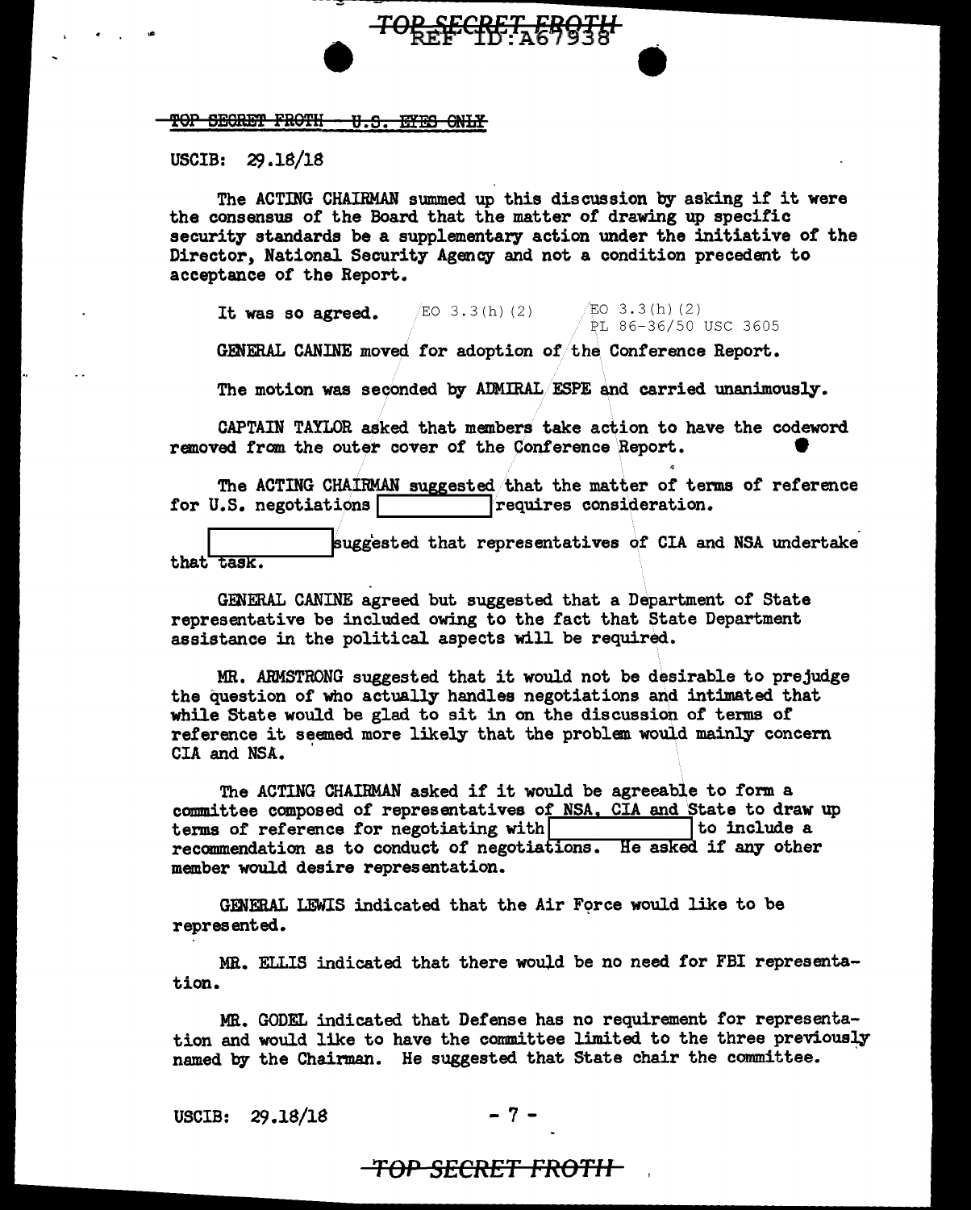~~TOP SECRET FROTH – U.S. EYES ONLY~~

USCIB: 29.18/18

The ACTING CHAIRMAN summed up this discussion by asking if it were the consensus of the Board that the matter of drawing up specific security standards be a supplementary action under the initiative of the Director, National Security Agency and not a condition precedent to acceptance of the Report.

It was so agreed. EO 3.3(h)(2) EO 3.3(h)(2) PL 86-36/50 USC 3605

GENERAL CANINE moved for adoption of the Conference Report.

The motion was seconded by ADMIRAL ESPE and carried unanimously.

CAPTAIN TAYLOR asked that members take action to have the codeword removed from the outer cover of the Conference Report.

The ACTING CHAIRMAN suggested that the matter of terms of reference for U.S. negotiations [REDACTED] requires consideration.

[REDACTED] suggested that representatives of CIA and NSA undertake that task.

GENERAL CANINE agreed but suggested that a Department of State representative be included owing to the fact that State Department assistance in the political aspects will be required.

MR. ARMSTRONG suggested that it would not be desirable to prejudge the question of who actually handles negotiations and intimated that while State would be glad to sit in on the discussion of terms of reference it seemed more likely that the problem would mainly concern CIA and NSA.

The ACTING CHAIRMAN asked if it would be agreeable to form a committee composed of representatives of NSA, CIA and State to draw up terms of reference for negotiating with [REDACTED] to include a recommendation as to conduct of negotiations. He asked if any other member would desire representation.

GENERAL LEWIS indicated that the Air Force would like to be represented.

MR. ELLIS indicated that there would be no need for FBI representation.

MR. GODEL indicated that Defense has no requirement for representation and would like to have the committee limited to the three previously named by the Chairman. He suggested that State chair the committee.

USCIB: 29.18/18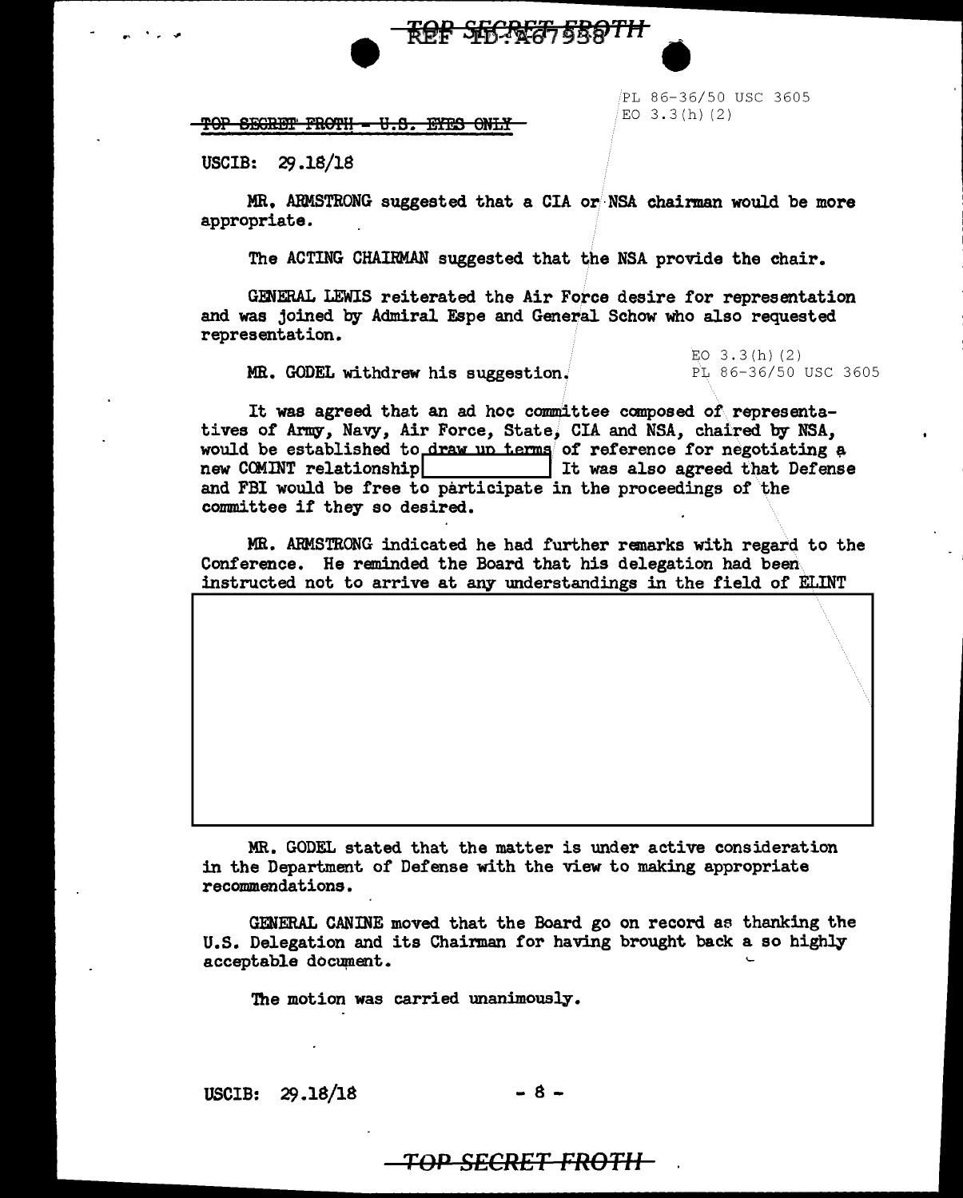TOP SECRET FROTH - U.S. EYES ONLY

PL 86-36/50 USC 3605
EO 3.3(h)(2)

USCIB: 29.18/18

MR. ARMSTRONG suggested that a CIA or NSA chairman would be more appropriate.

The ACTING CHAIRMAN suggested that the NSA provide the chair.

GENERAL LEWIS reiterated the Air Force desire for representation and was joined by Admiral Espe and General Schow who also requested representation.

MR. GODEL withdrew his suggestion.

EO 3.3(h)(2)
PL 86-36/50 USC 3605

It was agreed that an ad hoc committee composed of representatives of Army, Navy, Air Force, State, CIA and NSA, chaired by NSA, would be established to draw up terms of reference for negotiating a new COMINT relationship [REDACTED] It was also agreed that Defense and FBI would be free to participate in the proceedings of the committee if they so desired.

MR. ARMSTRONG indicated he had further remarks with regard to the Conference. He reminded the Board that his delegation had been instructed not to arrive at any understandings in the field of ELINT

[REDACTED]

MR. GODEL stated that the matter is under active consideration in the Department of Defense with the view to making appropriate recommendations.

GENERAL CANINE moved that the Board go on record as thanking the U.S. Delegation and its Chairman for having brought back a so highly acceptable document.

The motion was carried unanimously.

USCIB: 29.18/18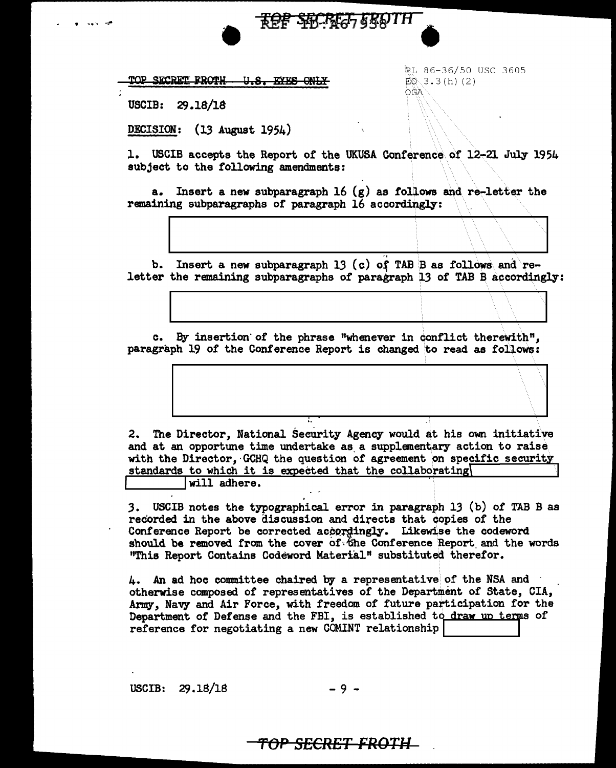TOP SECRET FROTH ~~U.S. EYES ONLY~~

PL 86-36/50 USC 3605
EO 3.3(h)(2)
OGA

USCIB: 29.18/18

DECISION: (13 August 1954)

1. USCIB accepts the Report of the UKUSA Conference of 12-21 July 1954 subject to the following amendments:

   a. Insert a new subparagraph 16 (g) as follows and re-letter the remaining subparagraphs of paragraph 16 accordingly:

   [REDACTED]

   b. Insert a new subparagraph 13 (c) of TAB B as follows and re-letter the remaining subparagraphs of paragraph 13 of TAB B accordingly:

   [REDACTED]

   c. By insertion of the phrase "whenever in conflict therewith", paragraph 19 of the Conference Report is changed to read as follows:

   [REDACTED]

2. The Director, National Security Agency would at his own initiative and at an opportune time undertake as a supplementary action to raise with the Director, GCHQ the question of agreement on specific security standards to which it is expected that the collaborating [REDACTED] will adhere.

3. USCIB notes the typographical error in paragraph 13 (b) of TAB B as recorded in the above discussion and directs that copies of the Conference Report be corrected accordingly. Likewise the codeword should be removed from the cover of the Conference Report and the words "This Report Contains Codeword Material" substituted therefor.

4. An ad hoc committee chaired by a representative of the NSA and otherwise composed of representatives of the Department of State, CIA, Army, Navy and Air Force, with freedom of future participation for the Department of Defense and the FBI, is established to draw up terms of reference for negotiating a new COMINT relationship [REDACTED]

USCIB: 29.18/18

TOP SECRET FROTH